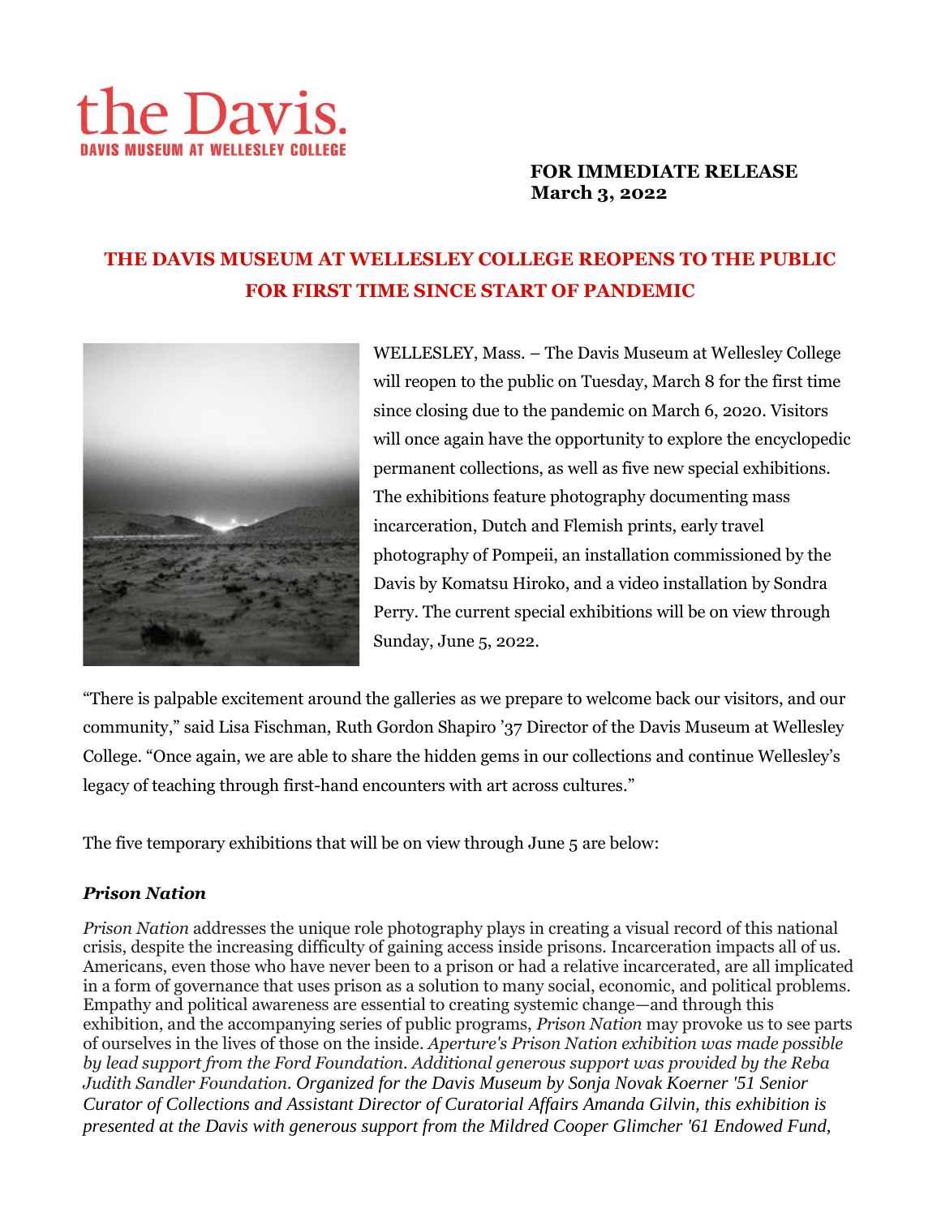the Davis.
DAVIS MUSEUM AT WELLESLEY COLLEGE

**FOR IMMEDIATE RELEASE**
**March 3, 2022**

## THE DAVIS MUSEUM AT WELLESLEY COLLEGE REOPENS TO THE PUBLIC FOR FIRST TIME SINCE START OF PANDEMIC

WELLESLEY, Mass. – The Davis Museum at Wellesley College will reopen to the public on Tuesday, March 8 for the first time since closing due to the pandemic on March 6, 2020. Visitors will once again have the opportunity to explore the encyclopedic permanent collections, as well as five new special exhibitions. The exhibitions feature photography documenting mass incarceration, Dutch and Flemish prints, early travel photography of Pompeii, an installation commissioned by the Davis by Komatsu Hiroko, and a video installation by Sondra Perry. The current special exhibitions will be on view through Sunday, June 5, 2022.

"There is palpable excitement around the galleries as we prepare to welcome back our visitors, and our community," said Lisa Fischman, Ruth Gordon Shapiro '37 Director of the Davis Museum at Wellesley College. "Once again, we are able to share the hidden gems in our collections and continue Wellesley's legacy of teaching through first-hand encounters with art across cultures."

The five temporary exhibitions that will be on view through June 5 are below:

### *Prison Nation*

*Prison Nation* addresses the unique role photography plays in creating a visual record of this national crisis, despite the increasing difficulty of gaining access inside prisons. Incarceration impacts all of us. Americans, even those who have never been to a prison or had a relative incarcerated, are all implicated in a form of governance that uses prison as a solution to many social, economic, and political problems. Empathy and political awareness are essential to creating systemic change—and through this exhibition, and the accompanying series of public programs, *Prison Nation* may provoke us to see parts of ourselves in the lives of those on the inside. *Aperture's Prison Nation exhibition was made possible by lead support from the Ford Foundation. Additional generous support was provided by the Reba Judith Sandler Foundation. Organized for the Davis Museum by Sonja Novak Koerner '51 Senior Curator of Collections and Assistant Director of Curatorial Affairs Amanda Gilvin, this exhibition is presented at the Davis with generous support from the Mildred Cooper Glimcher '61 Endowed Fund,*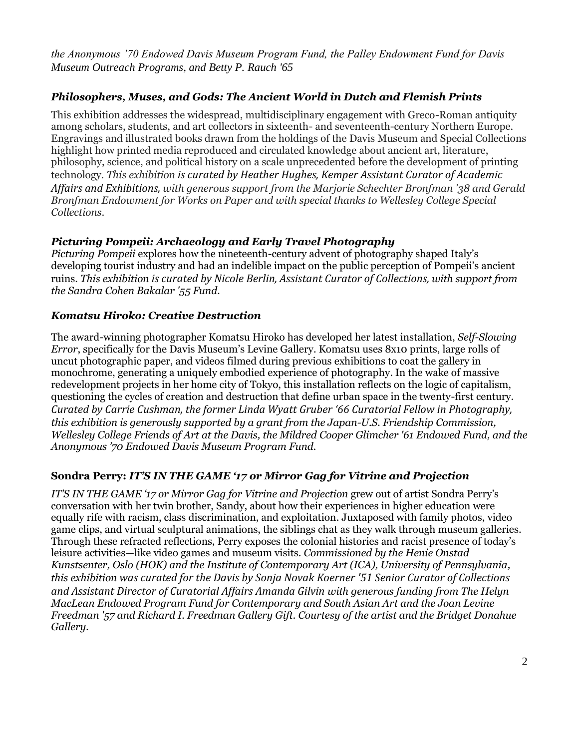*the Anonymous '70 Endowed Davis Museum Program Fund, the Palley Endowment Fund for Davis Museum Outreach Programs, and Betty P. Rauch '65*

### *Philosophers, Muses, and Gods: The Ancient World in Dutch and Flemish Prints*

This exhibition addresses the widespread, multidisciplinary engagement with Greco-Roman antiquity among scholars, students, and art collectors in sixteenth- and seventeenth-century Northern Europe. Engravings and illustrated books drawn from the holdings of the Davis Museum and Special Collections highlight how printed media reproduced and circulated knowledge about ancient art, literature, philosophy, science, and political history on a scale unprecedented before the development of printing technology. *This exhibition is curated by Heather Hughes, Kemper Assistant Curator of Academic Affairs and Exhibitions, with generous support from the Marjorie Schechter Bronfman '38 and Gerald Bronfman Endowment for Works on Paper and with special thanks to Wellesley College Special Collections.*

### *Picturing Pompeii: Archaeology and Early Travel Photography*

*Picturing Pompeii* explores how the nineteenth-century advent of photography shaped Italy's developing tourist industry and had an indelible impact on the public perception of Pompeii's ancient ruins. *This exhibition is curated by Nicole Berlin, Assistant Curator of Collections, with support from the Sandra Cohen Bakalar '55 Fund.*

### *Komatsu Hiroko: Creative Destruction*

The award-winning photographer Komatsu Hiroko has developed her latest installation, *Self-Slowing Error*, specifically for the Davis Museum's Levine Gallery. Komatsu uses 8x10 prints, large rolls of uncut photographic paper, and videos filmed during previous exhibitions to coat the gallery in monochrome, generating a uniquely embodied experience of photography. In the wake of massive redevelopment projects in her home city of Tokyo, this installation reflects on the logic of capitalism, questioning the cycles of creation and destruction that define urban space in the twenty-first century. *Curated by Carrie Cushman, the former Linda Wyatt Gruber '66 Curatorial Fellow in Photography, this exhibition is generously supported by a grant from the Japan-U.S. Friendship Commission, Wellesley College Friends of Art at the Davis, the Mildred Cooper Glimcher '61 Endowed Fund, and the Anonymous '70 Endowed Davis Museum Program Fund.*

### Sondra Perry: *IT'S IN THE GAME '17 or Mirror Gag for Vitrine and Projection*

*IT'S IN THE GAME '17 or Mirror Gag for Vitrine and Projection* grew out of artist Sondra Perry's conversation with her twin brother, Sandy, about how their experiences in higher education were equally rife with racism, class discrimination, and exploitation. Juxtaposed with family photos, video game clips, and virtual sculptural animations, the siblings chat as they walk through museum galleries. Through these refracted reflections, Perry exposes the colonial histories and racist presence of today's leisure activities—like video games and museum visits. *Commissioned by the Henie Onstad Kunstsenter, Oslo (HOK) and the Institute of Contemporary Art (ICA), University of Pennsylvania, this exhibition was curated for the Davis by Sonja Novak Koerner '51 Senior Curator of Collections and Assistant Director of Curatorial Affairs Amanda Gilvin with generous funding from The Helyn MacLean Endowed Program Fund for Contemporary and South Asian Art and the Joan Levine Freedman '57 and Richard I. Freedman Gallery Gift. Courtesy of the artist and the Bridget Donahue Gallery.*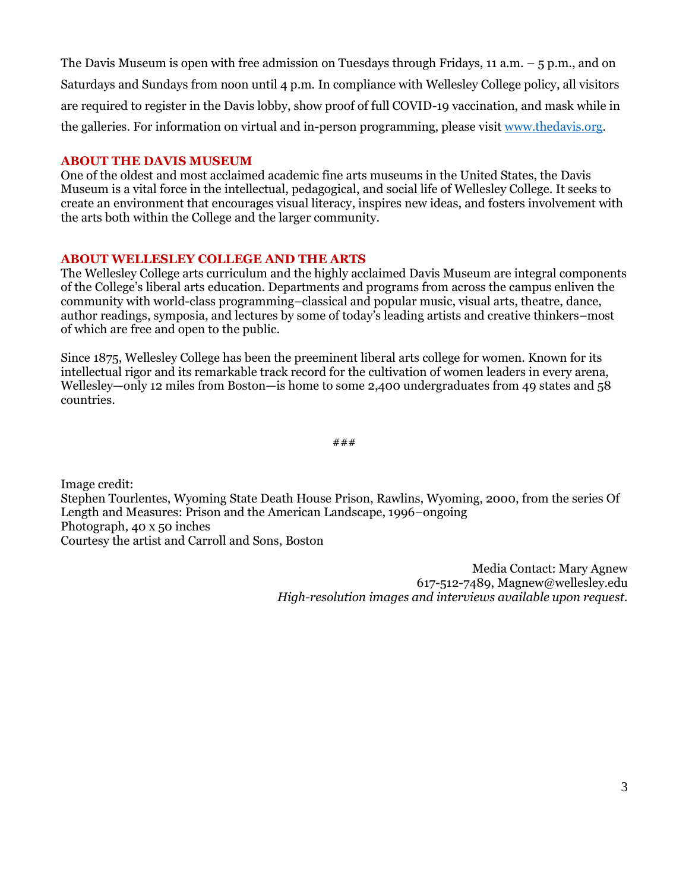The Davis Museum is open with free admission on Tuesdays through Fridays, 11 a.m. – 5 p.m., and on Saturdays and Sundays from noon until 4 p.m. In compliance with Wellesley College policy, all visitors are required to register in the Davis lobby, show proof of full COVID-19 vaccination, and mask while in the galleries. For information on virtual and in-person programming, please visit [www.thedavis.org](http://www.thedavis.org).

## ABOUT THE DAVIS MUSEUM

One of the oldest and most acclaimed academic fine arts museums in the United States, the Davis Museum is a vital force in the intellectual, pedagogical, and social life of Wellesley College. It seeks to create an environment that encourages visual literacy, inspires new ideas, and fosters involvement with the arts both within the College and the larger community.

## ABOUT WELLESLEY COLLEGE AND THE ARTS

The Wellesley College arts curriculum and the highly acclaimed Davis Museum are integral components of the College's liberal arts education. Departments and programs from across the campus enliven the community with world-class programming–classical and popular music, visual arts, theatre, dance, author readings, symposia, and lectures by some of today's leading artists and creative thinkers–most of which are free and open to the public.

Since 1875, Wellesley College has been the preeminent liberal arts college for women. Known for its intellectual rigor and its remarkable track record for the cultivation of women leaders in every arena, Wellesley—only 12 miles from Boston—is home to some 2,400 undergraduates from 49 states and 58 countries.

###

Image credit:
Stephen Tourlentes, Wyoming State Death House Prison, Rawlins, Wyoming, 2000, from the series Of Length and Measures: Prison and the American Landscape, 1996–ongoing
Photograph, 40 x 50 inches
Courtesy the artist and Carroll and Sons, Boston

Media Contact: Mary Agnew
617-512-7489, Magnew@wellesley.edu
*High-resolution images and interviews available upon request.*